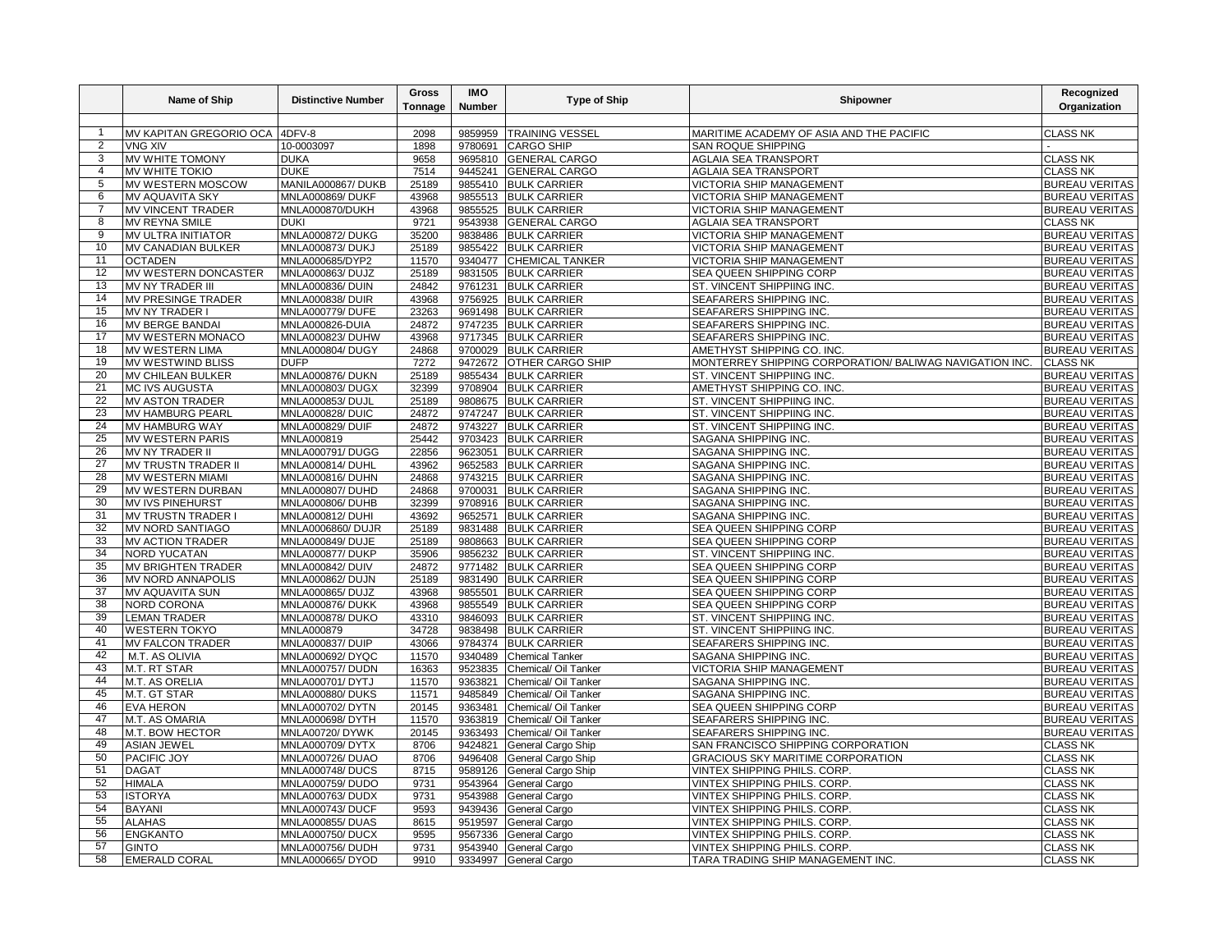| | Name of Ship | Distinctive Number | Gross Tonnage | IMO Number | Type of Ship | Shipowner | Recognized Organization |
|---|---|---|---|---|---|---|---|
| 1 | MV KAPITAN GREGORIO OCA | 4DFV-8 | 2098 | 9859959 | TRAINING VESSEL | MARITIME ACADEMY OF ASIA AND THE PACIFIC | CLASS NK |
| 2 | VNG XIV | 10-0003097 | 1898 | 9780691 | CARGO SHIP | SAN ROQUE SHIPPING | - |
| 3 | MV WHITE TOMONY | DUKA | 9658 | 9695810 | GENERAL CARGO | AGLAIA SEA TRANSPORT | CLASS NK |
| 4 | MV WHITE TOKIO | DUKE | 7514 | 9445241 | GENERAL CARGO | AGLAIA SEA TRANSPORT | CLASS NK |
| 5 | MV WESTERN MOSCOW | MANILA000867/ DUKB | 25189 | 9855410 | BULK CARRIER | VICTORIA SHIP MANAGEMENT | BUREAU VERITAS |
| 6 | MV AQUAVITA SKY | MNLA000869/ DUKF | 43968 | 9855513 | BULK CARRIER | VICTORIA SHIP MANAGEMENT | BUREAU VERITAS |
| 7 | MV VINCENT TRADER | MNLA000870/DUKH | 43968 | 9855525 | BULK CARRIER | VICTORIA SHIP MANAGEMENT | BUREAU VERITAS |
| 8 | MV REYNA SMILE | DUKI | 9721 | 9543938 | GENERAL CARGO | AGLAIA SEA TRANSPORT | CLASS NK |
| 9 | MV ULTRA INITIATOR | MNLA000872/ DUKG | 35200 | 9838486 | BULK CARRIER | VICTORIA SHIP MANAGEMENT | BUREAU VERITAS |
| 10 | MV CANADIAN BULKER | MNLA000873/ DUKJ | 25189 | 9855422 | BULK CARRIER | VICTORIA SHIP MANAGEMENT | BUREAU VERITAS |
| 11 | OCTADEN | MNLA000685/DYP2 | 11570 | 9340477 | CHEMICAL TANKER | VICTORIA SHIP MANAGEMENT | BUREAU VERITAS |
| 12 | MV WESTERN DONCASTER | MNLA000863/ DUJZ | 25189 | 9831505 | BULK CARRIER | SEA QUEEN SHIPPING CORP | BUREAU VERITAS |
| 13 | MV NY TRADER III | MNLA000836/ DUIN | 24842 | 9761231 | BULK CARRIER | ST. VINCENT SHIPPIING INC. | BUREAU VERITAS |
| 14 | MV PRESINGE TRADER | MNLA000838/ DUIR | 43968 | 9756925 | BULK CARRIER | SEAFARERS SHIPPING INC. | BUREAU VERITAS |
| 15 | MV NY TRADER I | MNLA000779/ DUFE | 23263 | 9691498 | BULK CARRIER | SEAFARERS SHIPPING INC. | BUREAU VERITAS |
| 16 | MV BERGE BANDAI | MNLA000826-DUIA | 24872 | 9747235 | BULK CARRIER | SEAFARERS SHIPPING INC. | BUREAU VERITAS |
| 17 | MV WESTERN MONACO | MNLA000823/ DUHW | 43968 | 9717345 | BULK CARRIER | SEAFARERS SHIPPING INC. | BUREAU VERITAS |
| 18 | MV WESTERN LIMA | MNLA000804/ DUGY | 24868 | 9700029 | BULK CARRIER | AMETHYST SHIPPING CO. INC. | BUREAU VERITAS |
| 19 | MV WESTWIND BLISS | DUFP | 7272 | 9472672 | OTHER CARGO SHIP | MONTERREY SHIPPING CORPORATION/ BALIWAG NAVIGATION INC. | CLASS NK |
| 20 | MV CHILEAN BULKER | MNLA000876/ DUKN | 25189 | 9855434 | BULK CARRIER | ST. VINCENT SHIPPIING INC. | BUREAU VERITAS |
| 21 | MC IVS AUGUSTA | MNLA000803/ DUGX | 32399 | 9708904 | BULK CARRIER | AMETHYST SHIPPING CO. INC. | BUREAU VERITAS |
| 22 | MV ASTON TRADER | MNLA000853/ DUJL | 25189 | 9808675 | BULK CARRIER | ST. VINCENT SHIPPIING INC. | BUREAU VERITAS |
| 23 | MV HAMBURG PEARL | MNLA000828/ DUIC | 24872 | 9747247 | BULK CARRIER | ST. VINCENT SHIPPIING INC. | BUREAU VERITAS |
| 24 | MV HAMBURG WAY | MNLA000829/ DUIF | 24872 | 9743227 | BULK CARRIER | ST. VINCENT SHIPPIING INC. | BUREAU VERITAS |
| 25 | MV WESTERN PARIS | MNLA000819 | 25442 | 9703423 | BULK CARRIER | SAGANA SHIPPING INC. | BUREAU VERITAS |
| 26 | MV NY TRADER II | MNLA000791/ DUGG | 22856 | 9623051 | BULK CARRIER | SAGANA SHIPPING INC. | BUREAU VERITAS |
| 27 | MV TRUSTN TRADER II | MNLA000814/ DUHL | 43962 | 9652583 | BULK CARRIER | SAGANA SHIPPING INC. | BUREAU VERITAS |
| 28 | MV WESTERN MIAMI | MNLA000816/ DUHN | 24868 | 9743215 | BULK CARRIER | SAGANA SHIPPING INC. | BUREAU VERITAS |
| 29 | MV WESTERN DURBAN | MNLA000807/ DUHD | 24868 | 9700031 | BULK CARRIER | SAGANA SHIPPING INC. | BUREAU VERITAS |
| 30 | MV IVS PINEHURST | MNLA000806/ DUHB | 32399 | 9708916 | BULK CARRIER | SAGANA SHIPPING INC. | BUREAU VERITAS |
| 31 | MV TRUSTN TRADER I | MNLA000812/ DUHI | 43692 | 9652571 | BULK CARRIER | SAGANA SHIPPING INC. | BUREAU VERITAS |
| 32 | MV NORD SANTIAGO | MNLA0006860/ DUJR | 25189 | 9831488 | BULK CARRIER | SEA QUEEN SHIPPING CORP | BUREAU VERITAS |
| 33 | MV ACTION TRADER | MNLA000849/ DUJE | 25189 | 9808663 | BULK CARRIER | SEA QUEEN SHIPPING CORP | BUREAU VERITAS |
| 34 | NORD YUCATAN | MNLA000877/ DUKP | 35906 | 9856232 | BULK CARRIER | ST. VINCENT SHIPPIING INC. | BUREAU VERITAS |
| 35 | MV BRIGHTEN TRADER | MNLA000842/ DUIV | 24872 | 9771482 | BULK CARRIER | SEA QUEEN SHIPPING CORP | BUREAU VERITAS |
| 36 | MV NORD ANNAPOLIS | MNLA000862/ DUJN | 25189 | 9831490 | BULK CARRIER | SEA QUEEN SHIPPING CORP | BUREAU VERITAS |
| 37 | MV AQUAVITA SUN | MNLA000865/ DUJZ | 43968 | 9855501 | BULK CARRIER | SEA QUEEN SHIPPING CORP | BUREAU VERITAS |
| 38 | NORD CORONA | MNLA000876/ DUKK | 43968 | 9855549 | BULK CARRIER | SEA QUEEN SHIPPING CORP | BUREAU VERITAS |
| 39 | LEMAN TRADER | MNLA000878/ DUKO | 43310 | 9846093 | BULK CARRIER | ST. VINCENT SHIPPIING INC. | BUREAU VERITAS |
| 40 | WESTERN TOKYO | MNLA000879 | 34728 | 9838498 | BULK CARRIER | ST. VINCENT SHIPPIING INC. | BUREAU VERITAS |
| 41 | MV FALCON TRADER | MNLA000837/ DUIP | 43066 | 9784374 | BULK CARRIER | SEAFARERS SHIPPING INC. | BUREAU VERITAS |
| 42 | M.T. AS OLIVIA | MNLA000692/ DYQC | 11570 | 9340489 | Chemical Tanker | SAGANA SHIPPING INC. | BUREAU VERITAS |
| 43 | M.T. RT STAR | MNLA000757/ DUDN | 16363 | 9523835 | Chemical/ Oil Tanker | VICTORIA SHIP MANAGEMENT | BUREAU VERITAS |
| 44 | M.T. AS ORELIA | MNLA000701/ DYTJ | 11570 | 9363821 | Chemical/ Oil Tanker | SAGANA SHIPPING INC. | BUREAU VERITAS |
| 45 | M.T. GT STAR | MNLA000880/ DUKS | 11571 | 9485849 | Chemical/ Oil Tanker | SAGANA SHIPPING INC. | BUREAU VERITAS |
| 46 | EVA HERON | MNLA000702/ DYTN | 20145 | 9363481 | Chemical/ Oil Tanker | SEA QUEEN SHIPPING CORP | BUREAU VERITAS |
| 47 | M.T. AS OMARIA | MNLA000698/ DYTH | 11570 | 9363819 | Chemical/ Oil Tanker | SEAFARERS SHIPPING INC. | BUREAU VERITAS |
| 48 | M.T. BOW HECTOR | MNLA00720/ DYWK | 20145 | 9363493 | Chemical/ Oil Tanker | SEAFARERS SHIPPING INC. | BUREAU VERITAS |
| 49 | ASIAN JEWEL | MNLA000709/ DYTX | 8706 | 9424821 | General Cargo Ship | SAN FRANCISCO SHIPPING CORPORATION | CLASS NK |
| 50 | PACIFIC JOY | MNLA000726/ DUAO | 8706 | 9496408 | General Cargo Ship | GRACIOUS SKY MARITIME CORPORATION | CLASS NK |
| 51 | DAGAT | MNLA000748/ DUCS | 8715 | 9589126 | General Cargo Ship | VINTEX SHIPPING PHILS. CORP. | CLASS NK |
| 52 | HIMALA | MNLA000759/ DUDO | 9731 | 9543964 | General Cargo | VINTEX SHIPPING PHILS. CORP. | CLASS NK |
| 53 | ISTORYA | MNLA000763/ DUDX | 9731 | 9543988 | General Cargo | VINTEX SHIPPING PHILS. CORP. | CLASS NK |
| 54 | BAYANI | MNLA000743/ DUCF | 9593 | 9439436 | General Cargo | VINTEX SHIPPING PHILS. CORP. | CLASS NK |
| 55 | ALAHAS | MNLA000855/ DUAS | 8615 | 9519597 | General Cargo | VINTEX SHIPPING PHILS. CORP. | CLASS NK |
| 56 | ENGKANTO | MNLA000750/ DUCX | 9595 | 9567336 | General Cargo | VINTEX SHIPPING PHILS. CORP. | CLASS NK |
| 57 | GINTO | MNLA000756/ DUDH | 9731 | 9543940 | General Cargo | VINTEX SHIPPING PHILS. CORP. | CLASS NK |
| 58 | EMERALD CORAL | MNLA000665/ DYOD | 9910 | 9334997 | General Cargo | TARA TRADING SHIP MANAGEMENT INC. | CLASS NK |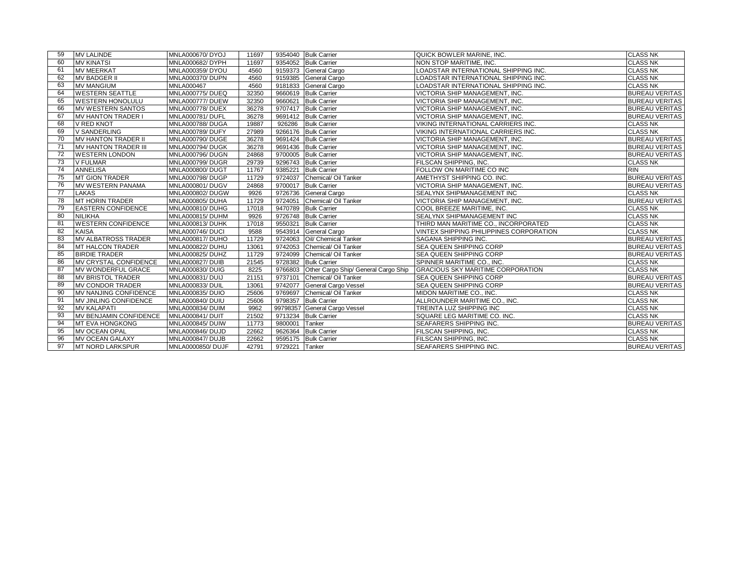| | | | | | | | |
|---|---|---|---|---|---|---|---|
| 59 | MV LALINDE | MNLA000670/ DYOJ | 11697 | 9354040 | Bulk Carrier | QUICK BOWLER MARINE, INC. | CLASS NK |
| 60 | MV KINATSI | MNLA000682/ DYPH | 11697 | 9354052 | Bulk Carrier | NON STOP MARITIME, INC. | CLASS NK |
| 61 | MV MEERKAT | MNLA000359/ DYOU | 4560 | 9159373 | General Cargo | LOADSTAR INTERNATIONAL SHIPPING INC. | CLASS NK |
| 62 | MV BADGER II | MNLA000370/ DUPN | 4560 | 9159385 | General Cargo | LOADSTAR INTERNATIONAL SHIPPING INC. | CLASS NK |
| 63 | MV MANGIUM | MNLA000467 | 4560 | 9181833 | General Cargo | LOADSTAR INTERNATIONAL SHIPPING INC. | CLASS NK |
| 64 | WESTERN SEATTLE | MNLA000775/ DUEQ | 32350 | 9660619 | Bulk Carrier | VICTORIA SHIP MANAGEMENT, INC. | BUREAU VERITAS |
| 65 | WESTERN HONOLULU | MNLA000777/ DUEW | 32350 | 9660621 | Bulk Carrier | VICTORIA SHIP MANAGEMENT, INC. | BUREAU VERITAS |
| 66 | MV WESTERN SANTOS | MNLA000778/ DUEX | 36278 | 9707417 | Bulk Carrier | VICTORIA SHIP MANAGEMENT, INC. | BUREAU VERITAS |
| 67 | MV HANTON TRADER I | MNLA000781/ DUFL | 36278 | 9691412 | Bulk Carrier | VICTORIA SHIP MANAGEMENT, INC. | BUREAU VERITAS |
| 68 | V RED KNOT | MNLA000788/ DUGA | 19887 | 926286 | Bulk Carrier | VIKING INTERNATIONAL CARRIERS INC. | CLASS NK |
| 69 | V SANDERLING | MNLA000789/ DUFY | 27989 | 9266176 | Bulk Carrier | VIKING INTERNATIONAL CARRIERS INC. | CLASS NK |
| 70 | MV HANTON TRADER II | MNLA000790/ DUGE | 36278 | 9691424 | Bulk Carrier | VICTORIA SHIP MANAGEMENT, INC. | BUREAU VERITAS |
| 71 | MV HANTON TRADER III | MNLA000794/ DUGK | 36278 | 9691436 | Bulk Carrier | VICTORIA SHIP MANAGEMENT, INC. | BUREAU VERITAS |
| 72 | WESTERN LONDON | MNLA000796/ DUGN | 24868 | 9700005 | Bulk Carrier | VICTORIA SHIP MANAGEMENT, INC. | BUREAU VERITAS |
| 73 | V FULMAR | MNLA000799/ DUGR | 29739 | 9296743 | Bulk Carrier | FILSCAN SHIPPING, INC. | CLASS NK |
| 74 | ANNELISA | MNLA000800/ DUGT | 11767 | 9385221 | Bulk Carrier | FOLLOW ON MARITIME CO INC | RIN |
| 75 | MT GION TRADER | MNLA000798/ DUGP | 11729 | 9724037 | Chemical/ Oil Tanker | AMETHYST SHIPPING CO. INC. | BUREAU VERITAS |
| 76 | MV WESTERN PANAMA | MNLA000801/ DUGV | 24868 | 9700017 | Bulk Carrier | VICTORIA SHIP MANAGEMENT, INC. | BUREAU VERITAS |
| 77 | LAKAS | MNLA000802/ DUGW | 9926 | 9726736 | General Cargo | SEALYNX SHIPMANAGEMENT INC | CLASS NK |
| 78 | MT HORIN TRADER | MNLA000805/ DUHA | 11729 | 9724051 | Chemical/ Oil Tanker | VICTORIA SHIP MANAGEMENT, INC. | BUREAU VERITAS |
| 79 | EASTERN CONFIDENCE | MNLA000810/ DUHG | 17018 | 9470789 | Bulk Carrier | COOL BREEZE MARITIME, INC. | CLASS NK |
| 80 | NILIKHA | MNLA000815/ DUHM | 9926 | 9726748 | Bulk Carrier | SEALYNX SHIPMANAGEMENT INC | CLASS NK |
| 81 | WESTERN CONFIDENCE | MNLA000813/ DUHK | 17018 | 9550321 | Bulk Carrier | THIRD MAN MARITIME CO., INCORPORATED | CLASS NK |
| 82 | KAISA | MNLA000746/ DUCI | 9588 | 9543914 | General Cargo | VINTEX SHIPPING PHILIPPINES CORPORATION | CLASS NK |
| 83 | MV ALBATROSS TRADER | MNLA000817/ DUHO | 11729 | 9724063 | Oil/ Chemical Tanker | SAGANA SHIPPING INC. | BUREAU VERITAS |
| 84 | MT HALCON TRADER | MNLA000822/ DUHU | 13061 | 9742053 | Chemical/ Oil Tanker | SEA QUEEN SHIPPING CORP | BUREAU VERITAS |
| 85 | BIRDIE TRADER | MNLA000825/ DUHZ | 11729 | 9724099 | Chemical/ Oil Tanker | SEA QUEEN SHIPPING CORP | BUREAU VERITAS |
| 86 | MV CRYSTAL CONFIDENCE | MNLA000827/ DUIB | 21545 | 9728382 | Bulk Carrier | SPINNER MARITIME CO., INC. | CLASS NK |
| 87 | MV WONDERFUL GRACE | MNLA000830/ DUIG | 8225 | 9766803 | Other Cargo Ship/ General Cargo Ship | GRACIOUS SKY MARITIME CORPORATION | CLASS NK |
| 88 | MV BRISTOL TRADER | MNLA000831/ DUIJ | 21151 | 9737101 | Chemical/ Oil Tanker | SEA QUEEN SHIPPING CORP | BUREAU VERITAS |
| 89 | MV CONDOR TRADER | MNLA000833/ DUIL | 13061 | 9742077 | General Cargo Vessel | SEA QUEEN SHIPPING CORP | BUREAU VERITAS |
| 90 | MV NANJING CONFIDENCE | MNLA000835/ DUIO | 25606 | 9769697 | Chemical/ Oil Tanker | MIDON MARITIME CO., INC. | CLASS NK |
| 91 | MV JINLING CONFIDENCE | MNLA000840/ DUIU | 25606 | 9798357 | Bulk Carrier | ALLROUNDER MARITIME CO., INC. | CLASS NK |
| 92 | MV KALAPATI | MNLA000834/ DUIM | 9962 | 99798357 | General Cargo Vessel | TREINTA LUZ SHIPPING INC | CLASS NK |
| 93 | MV BENJAMIN CONFIDENCE | MNLA000841/ DUIT | 21502 | 9713234 | Bulk Carrier | SQUARE LEG MARITIME CO. INC. | CLASS NK |
| 94 | MT EVA HONGKONG | MNLA000845/ DUIW | 11773 | 9800001 | Tanker | SEAFARERS SHIPPING INC. | BUREAU VERITAS |
| 95 | MV OCEAN OPAL | MNLA000846/ DUJD | 22662 | 9626364 | Bulk Carrier | FILSCAN SHIPPING, INC. | CLASS NK |
| 96 | MV OCEAN GALAXY | MNLA000847/ DUJB | 22662 | 9595175 | Bulk Carrier | FILSCAN SHIPPING, INC. | CLASS NK |
| 97 | MT NORD LARKSPUR | MNLA0000850/ DUJF | 42791 | 9729221 | Tanker | SEAFARERS SHIPPING INC. | BUREAU VERITAS |